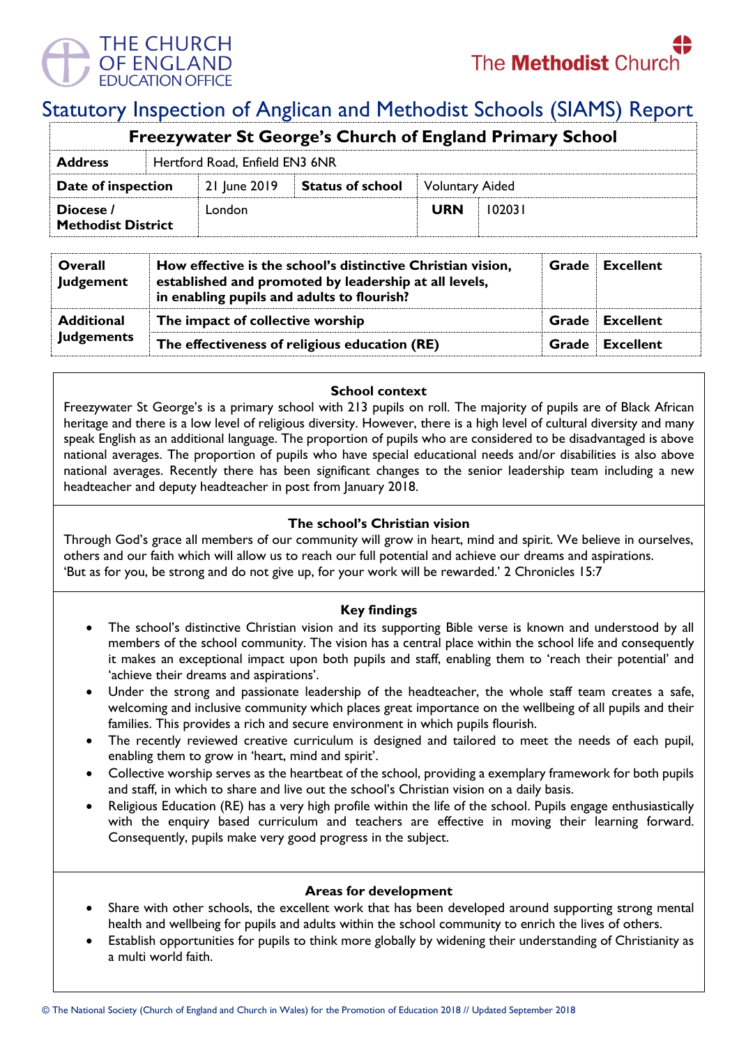THE CHURCH OF ENGLAND EDUCATION OFFICE

The Methodist Church

# Statutory Inspection of Anglican and Methodist Schools (SIAMS) Report

| Freezywater St George's Church of England Primary School | | | | | |
|---|---|---|---|---|---|
| **Address** | Hertford Road, Enfield EN3 6NR | | | | |
| **Date of inspection** | 21 June 2019 | **Status of school** | Voluntary Aided | | |
| **Diocese / Methodist District** | London | | | **URN** | 102031 |

| | | | |
|---|---|---|---|
| **Overall Judgement** | **How effective is the school's distinctive Christian vision, established and promoted by leadership at all levels, in enabling pupils and adults to flourish?** | **Grade** | **Excellent** |
| **Additional Judgements** | **The impact of collective worship** | **Grade** | **Excellent** |
| | **The effectiveness of religious education (RE)** | **Grade** | **Excellent** |

### School context

Freezywater St George's is a primary school with 213 pupils on roll. The majority of pupils are of Black African heritage and there is a low level of religious diversity. However, there is a high level of cultural diversity and many speak English as an additional language. The proportion of pupils who are considered to be disadvantaged is above national averages. The proportion of pupils who have special educational needs and/or disabilities is also above national averages. Recently there has been significant changes to the senior leadership team including a new headteacher and deputy headteacher in post from January 2018.

### The school's Christian vision

Through God's grace all members of our community will grow in heart, mind and spirit. We believe in ourselves, others and our faith which will allow us to reach our full potential and achieve our dreams and aspirations.
'But as for you, be strong and do not give up, for your work will be rewarded.' 2 Chronicles 15:7

### Key findings

- The school's distinctive Christian vision and its supporting Bible verse is known and understood by all members of the school community. The vision has a central place within the school life and consequently it makes an exceptional impact upon both pupils and staff, enabling them to 'reach their potential' and 'achieve their dreams and aspirations'.
- Under the strong and passionate leadership of the headteacher, the whole staff team creates a safe, welcoming and inclusive community which places great importance on the wellbeing of all pupils and their families. This provides a rich and secure environment in which pupils flourish.
- The recently reviewed creative curriculum is designed and tailored to meet the needs of each pupil, enabling them to grow in 'heart, mind and spirit'.
- Collective worship serves as the heartbeat of the school, providing a exemplary framework for both pupils and staff, in which to share and live out the school's Christian vision on a daily basis.
- Religious Education (RE) has a very high profile within the life of the school. Pupils engage enthusiastically with the enquiry based curriculum and teachers are effective in moving their learning forward. Consequently, pupils make very good progress in the subject.

### Areas for development

- Share with other schools, the excellent work that has been developed around supporting strong mental health and wellbeing for pupils and adults within the school community to enrich the lives of others.
- Establish opportunities for pupils to think more globally by widening their understanding of Christianity as a multi world faith.

© The National Society (Church of England and Church in Wales) for the Promotion of Education 2018 // Updated September 2018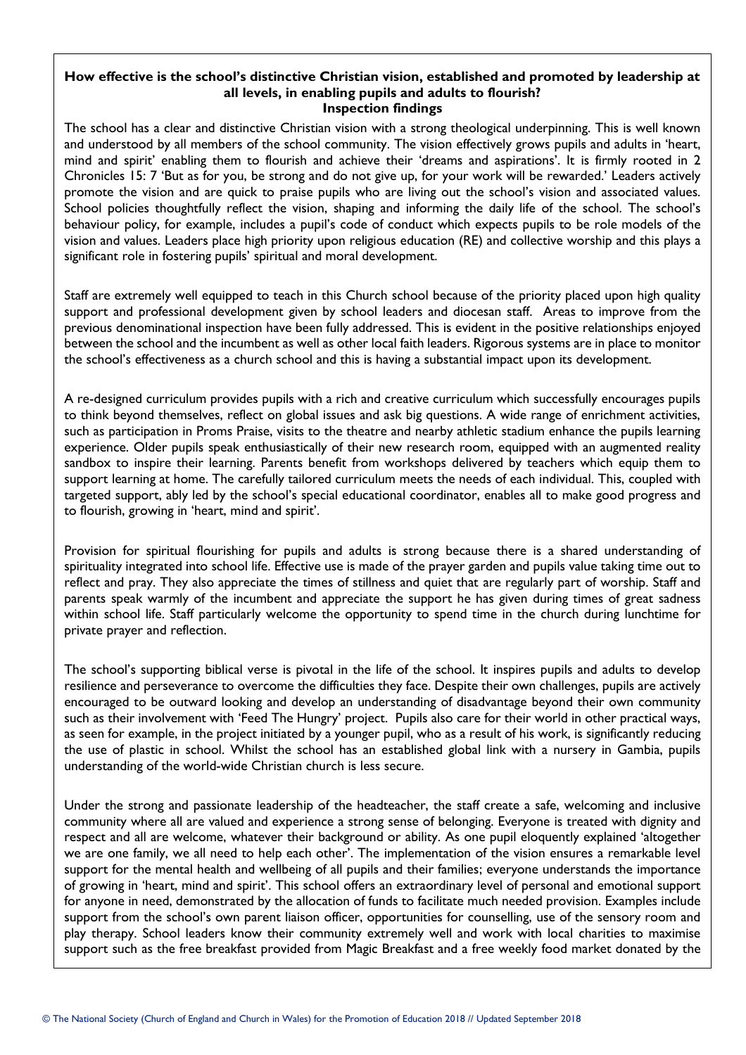**How effective is the school's distinctive Christian vision, established and promoted by leadership at all levels, in enabling pupils and adults to flourish?**
**Inspection findings**

The school has a clear and distinctive Christian vision with a strong theological underpinning. This is well known and understood by all members of the school community. The vision effectively grows pupils and adults in 'heart, mind and spirit' enabling them to flourish and achieve their 'dreams and aspirations'. It is firmly rooted in 2 Chronicles 15: 7 'But as for you, be strong and do not give up, for your work will be rewarded.' Leaders actively promote the vision and are quick to praise pupils who are living out the school's vision and associated values. School policies thoughtfully reflect the vision, shaping and informing the daily life of the school. The school's behaviour policy, for example, includes a pupil's code of conduct which expects pupils to be role models of the vision and values. Leaders place high priority upon religious education (RE) and collective worship and this plays a significant role in fostering pupils' spiritual and moral development.

Staff are extremely well equipped to teach in this Church school because of the priority placed upon high quality support and professional development given by school leaders and diocesan staff. Areas to improve from the previous denominational inspection have been fully addressed. This is evident in the positive relationships enjoyed between the school and the incumbent as well as other local faith leaders. Rigorous systems are in place to monitor the school's effectiveness as a church school and this is having a substantial impact upon its development.

A re-designed curriculum provides pupils with a rich and creative curriculum which successfully encourages pupils to think beyond themselves, reflect on global issues and ask big questions. A wide range of enrichment activities, such as participation in Proms Praise, visits to the theatre and nearby athletic stadium enhance the pupils learning experience. Older pupils speak enthusiastically of their new research room, equipped with an augmented reality sandbox to inspire their learning. Parents benefit from workshops delivered by teachers which equip them to support learning at home. The carefully tailored curriculum meets the needs of each individual. This, coupled with targeted support, ably led by the school's special educational coordinator, enables all to make good progress and to flourish, growing in 'heart, mind and spirit'.

Provision for spiritual flourishing for pupils and adults is strong because there is a shared understanding of spirituality integrated into school life. Effective use is made of the prayer garden and pupils value taking time out to reflect and pray. They also appreciate the times of stillness and quiet that are regularly part of worship. Staff and parents speak warmly of the incumbent and appreciate the support he has given during times of great sadness within school life. Staff particularly welcome the opportunity to spend time in the church during lunchtime for private prayer and reflection.

The school's supporting biblical verse is pivotal in the life of the school. It inspires pupils and adults to develop resilience and perseverance to overcome the difficulties they face. Despite their own challenges, pupils are actively encouraged to be outward looking and develop an understanding of disadvantage beyond their own community such as their involvement with 'Feed The Hungry' project. Pupils also care for their world in other practical ways, as seen for example, in the project initiated by a younger pupil, who as a result of his work, is significantly reducing the use of plastic in school. Whilst the school has an established global link with a nursery in Gambia, pupils understanding of the world-wide Christian church is less secure.

Under the strong and passionate leadership of the headteacher, the staff create a safe, welcoming and inclusive community where all are valued and experience a strong sense of belonging. Everyone is treated with dignity and respect and all are welcome, whatever their background or ability. As one pupil eloquently explained 'altogether we are one family, we all need to help each other'. The implementation of the vision ensures a remarkable level support for the mental health and wellbeing of all pupils and their families; everyone understands the importance of growing in 'heart, mind and spirit'. This school offers an extraordinary level of personal and emotional support for anyone in need, demonstrated by the allocation of funds to facilitate much needed provision. Examples include support from the school's own parent liaison officer, opportunities for counselling, use of the sensory room and play therapy. School leaders know their community extremely well and work with local charities to maximise support such as the free breakfast provided from Magic Breakfast and a free weekly food market donated by the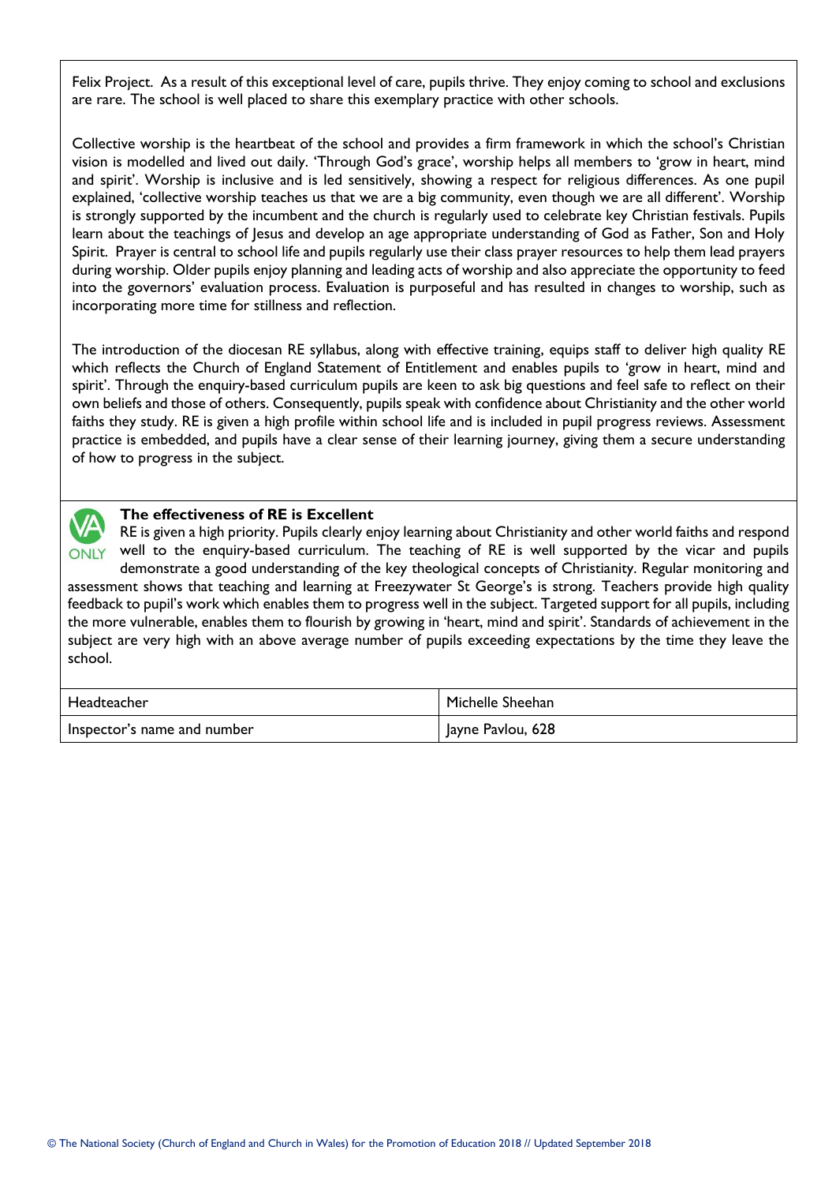Felix Project. As a result of this exceptional level of care, pupils thrive. They enjoy coming to school and exclusions are rare. The school is well placed to share this exemplary practice with other schools.

Collective worship is the heartbeat of the school and provides a firm framework in which the school's Christian vision is modelled and lived out daily. 'Through God's grace', worship helps all members to 'grow in heart, mind and spirit'. Worship is inclusive and is led sensitively, showing a respect for religious differences. As one pupil explained, 'collective worship teaches us that we are a big community, even though we are all different'. Worship is strongly supported by the incumbent and the church is regularly used to celebrate key Christian festivals. Pupils learn about the teachings of Jesus and develop an age appropriate understanding of God as Father, Son and Holy Spirit. Prayer is central to school life and pupils regularly use their class prayer resources to help them lead prayers during worship. Older pupils enjoy planning and leading acts of worship and also appreciate the opportunity to feed into the governors' evaluation process. Evaluation is purposeful and has resulted in changes to worship, such as incorporating more time for stillness and reflection.

The introduction of the diocesan RE syllabus, along with effective training, equips staff to deliver high quality RE which reflects the Church of England Statement of Entitlement and enables pupils to 'grow in heart, mind and spirit'. Through the enquiry-based curriculum pupils are keen to ask big questions and feel safe to reflect on their own beliefs and those of others. Consequently, pupils speak with confidence about Christianity and the other world faiths they study. RE is given a high profile within school life and is included in pupil progress reviews. Assessment practice is embedded, and pupils have a clear sense of their learning journey, giving them a secure understanding of how to progress in the subject.

VA ONLY

**The effectiveness of RE is Excellent**

RE is given a high priority. Pupils clearly enjoy learning about Christianity and other world faiths and respond well to the enquiry-based curriculum. The teaching of RE is well supported by the vicar and pupils demonstrate a good understanding of the key theological concepts of Christianity. Regular monitoring and assessment shows that teaching and learning at Freezywater St George's is strong. Teachers provide high quality feedback to pupil's work which enables them to progress well in the subject. Targeted support for all pupils, including the more vulnerable, enables them to flourish by growing in 'heart, mind and spirit'. Standards of achievement in the subject are very high with an above average number of pupils exceeding expectations by the time they leave the school.

| | |
|---|---|
| Headteacher | Michelle Sheehan |
| Inspector's name and number | Jayne Pavlou, 628 |

© The National Society (Church of England and Church in Wales) for the Promotion of Education 2018 // Updated September 2018